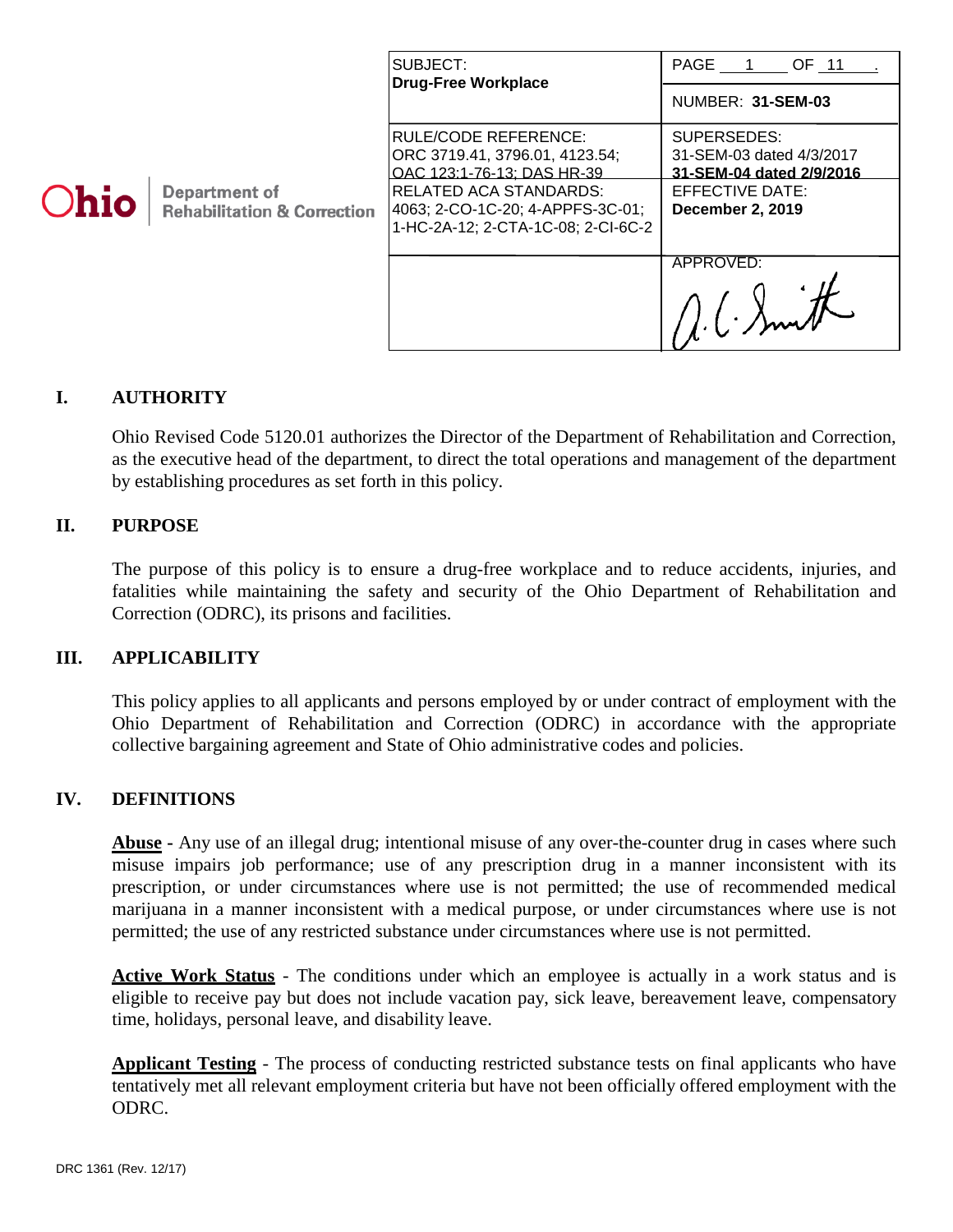Ohio Department of Rehabilitation & Correction

| SUBJECT: **Drug-Free Workplace** | PAGE 1 OF 11 . NUMBER: **31-SEM-03** |
|---|---|
| RULE/CODE REFERENCE: ORC 3719.41, 3796.01, 4123.54; OAC 123:1-76-13; DAS HR-39 | SUPERSEDES: 31-SEM-03 dated 4/3/2017 **31-SEM-04 dated 2/9/2016** |
| RELATED ACA STANDARDS: 4063; 2-CO-1C-20; 4-APPFS-3C-01; 1-HC-2A-12; 2-CTA-1C-08; 2-CI-6C-2 | EFFECTIVE DATE: **December 2, 2019** |
| | APPROVED: |

## I. AUTHORITY

Ohio Revised Code 5120.01 authorizes the Director of the Department of Rehabilitation and Correction, as the executive head of the department, to direct the total operations and management of the department by establishing procedures as set forth in this policy.

## II. PURPOSE

The purpose of this policy is to ensure a drug-free workplace and to reduce accidents, injuries, and fatalities while maintaining the safety and security of the Ohio Department of Rehabilitation and Correction (ODRC), its prisons and facilities.

## III. APPLICABILITY

This policy applies to all applicants and persons employed by or under contract of employment with the Ohio Department of Rehabilitation and Correction (ODRC) in accordance with the appropriate collective bargaining agreement and State of Ohio administrative codes and policies.

## IV. DEFINITIONS

**Abuse** - Any use of an illegal drug; intentional misuse of any over-the-counter drug in cases where such misuse impairs job performance; use of any prescription drug in a manner inconsistent with its prescription, or under circumstances where use is not permitted; the use of recommended medical marijuana in a manner inconsistent with a medical purpose, or under circumstances where use is not permitted; the use of any restricted substance under circumstances where use is not permitted.

**Active Work Status** - The conditions under which an employee is actually in a work status and is eligible to receive pay but does not include vacation pay, sick leave, bereavement leave, compensatory time, holidays, personal leave, and disability leave.

**Applicant Testing** - The process of conducting restricted substance tests on final applicants who have tentatively met all relevant employment criteria but have not been officially offered employment with the ODRC.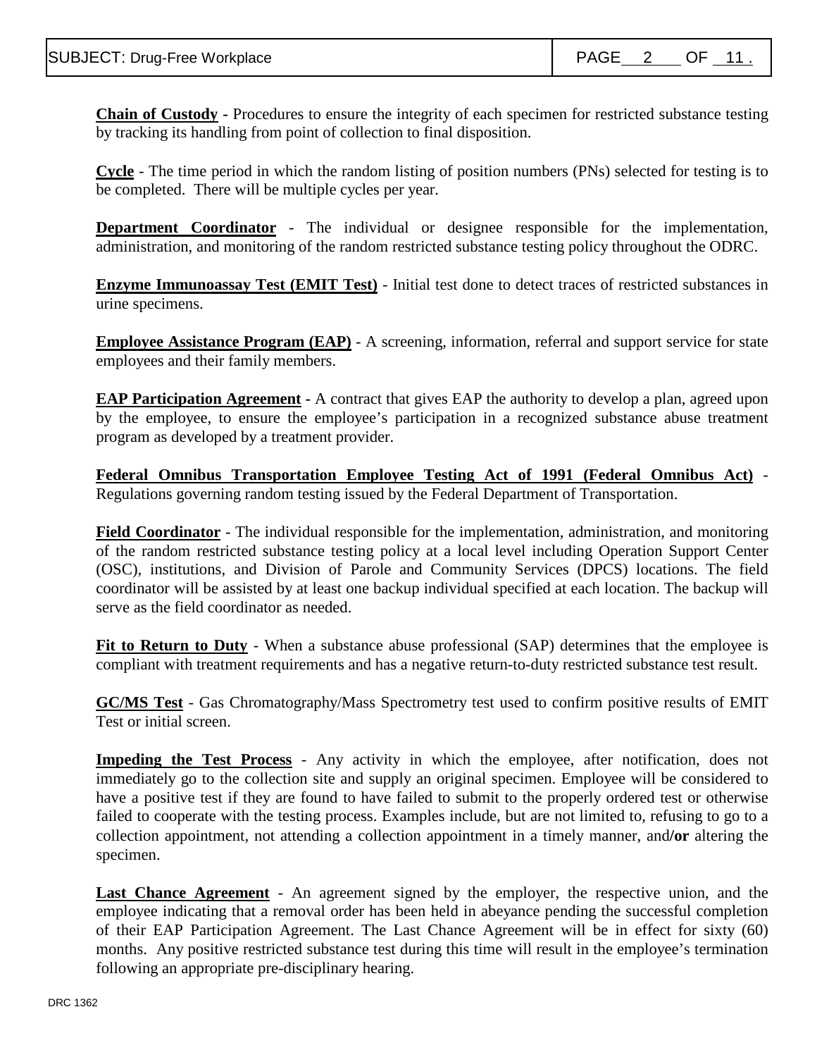**Chain of Custody** - Procedures to ensure the integrity of each specimen for restricted substance testing by tracking its handling from point of collection to final disposition.

**Cycle** - The time period in which the random listing of position numbers (PNs) selected for testing is to be completed. There will be multiple cycles per year.

**Department Coordinator** - The individual or designee responsible for the implementation, administration, and monitoring of the random restricted substance testing policy throughout the ODRC.

**Enzyme Immunoassay Test (EMIT Test)** - Initial test done to detect traces of restricted substances in urine specimens.

**Employee Assistance Program (EAP)** - A screening, information, referral and support service for state employees and their family members.

**EAP Participation Agreement** - A contract that gives EAP the authority to develop a plan, agreed upon by the employee, to ensure the employee's participation in a recognized substance abuse treatment program as developed by a treatment provider.

**Federal Omnibus Transportation Employee Testing Act of 1991 (Federal Omnibus Act)** - Regulations governing random testing issued by the Federal Department of Transportation.

**Field Coordinator** - The individual responsible for the implementation, administration, and monitoring of the random restricted substance testing policy at a local level including Operation Support Center (OSC), institutions, and Division of Parole and Community Services (DPCS) locations. The field coordinator will be assisted by at least one backup individual specified at each location. The backup will serve as the field coordinator as needed.

**Fit to Return to Duty** - When a substance abuse professional (SAP) determines that the employee is compliant with treatment requirements and has a negative return-to-duty restricted substance test result.

**GC/MS Test** - Gas Chromatography/Mass Spectrometry test used to confirm positive results of EMIT Test or initial screen.

**Impeding the Test Process** - Any activity in which the employee, after notification, does not immediately go to the collection site and supply an original specimen. Employee will be considered to have a positive test if they are found to have failed to submit to the properly ordered test or otherwise failed to cooperate with the testing process. Examples include, but are not limited to, refusing to go to a collection appointment, not attending a collection appointment in a timely manner, and/**or** altering the specimen.

**Last Chance Agreement** - An agreement signed by the employer, the respective union, and the employee indicating that a removal order has been held in abeyance pending the successful completion of their EAP Participation Agreement. The Last Chance Agreement will be in effect for sixty (60) months. Any positive restricted substance test during this time will result in the employee's termination following an appropriate pre-disciplinary hearing.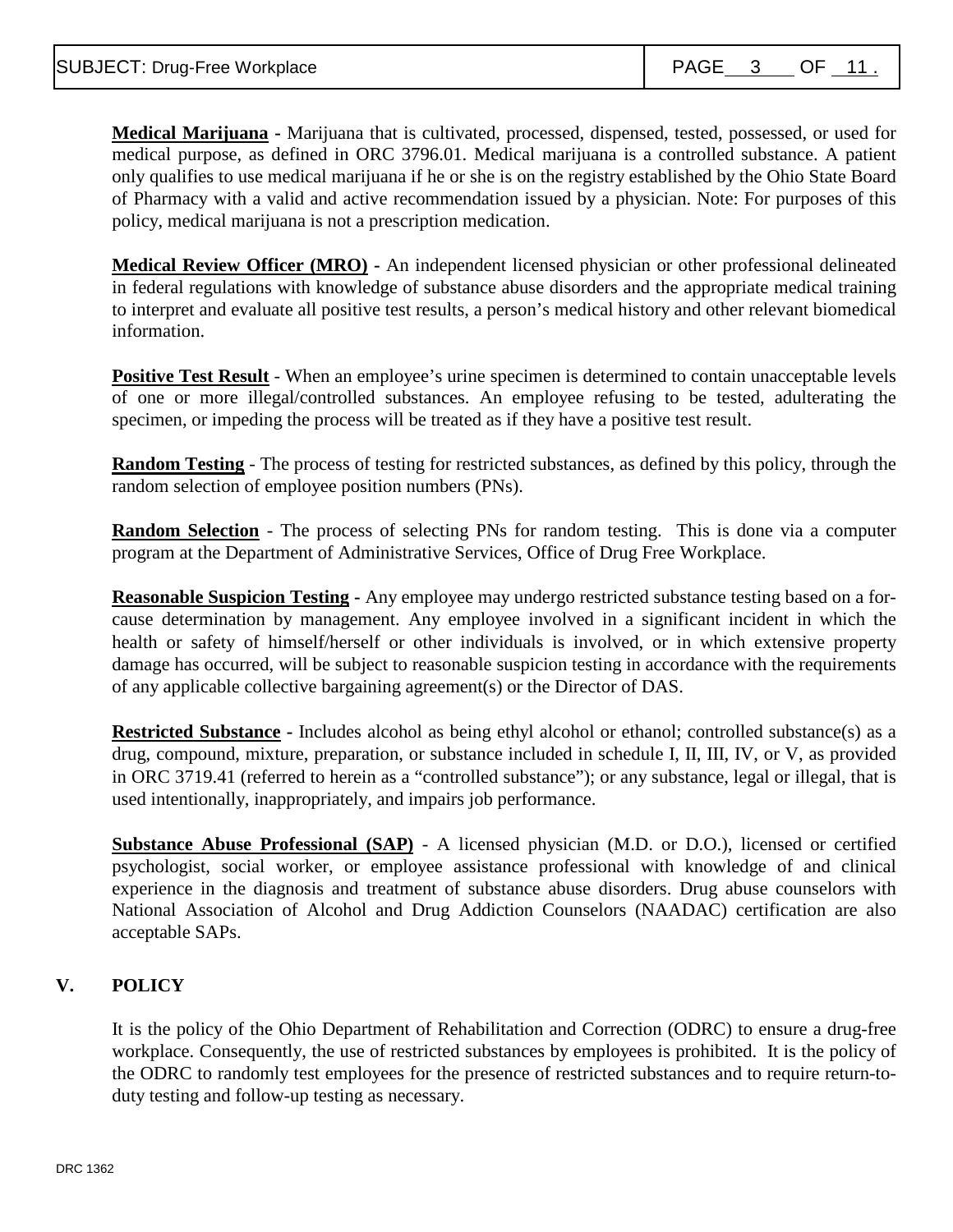**Medical Marijuana** - Marijuana that is cultivated, processed, dispensed, tested, possessed, or used for medical purpose, as defined in ORC 3796.01. Medical marijuana is a controlled substance. A patient only qualifies to use medical marijuana if he or she is on the registry established by the Ohio State Board of Pharmacy with a valid and active recommendation issued by a physician. Note: For purposes of this policy, medical marijuana is not a prescription medication.

**Medical Review Officer (MRO)** - An independent licensed physician or other professional delineated in federal regulations with knowledge of substance abuse disorders and the appropriate medical training to interpret and evaluate all positive test results, a person's medical history and other relevant biomedical information.

**Positive Test Result** - When an employee's urine specimen is determined to contain unacceptable levels of one or more illegal/controlled substances. An employee refusing to be tested, adulterating the specimen, or impeding the process will be treated as if they have a positive test result.

**Random Testing** - The process of testing for restricted substances, as defined by this policy, through the random selection of employee position numbers (PNs).

**Random Selection** - The process of selecting PNs for random testing. This is done via a computer program at the Department of Administrative Services, Office of Drug Free Workplace.

**Reasonable Suspicion Testing** - Any employee may undergo restricted substance testing based on a for-cause determination by management. Any employee involved in a significant incident in which the health or safety of himself/herself or other individuals is involved, or in which extensive property damage has occurred, will be subject to reasonable suspicion testing in accordance with the requirements of any applicable collective bargaining agreement(s) or the Director of DAS.

**Restricted Substance** - Includes alcohol as being ethyl alcohol or ethanol; controlled substance(s) as a drug, compound, mixture, preparation, or substance included in schedule I, II, III, IV, or V, as provided in ORC 3719.41 (referred to herein as a "controlled substance"); or any substance, legal or illegal, that is used intentionally, inappropriately, and impairs job performance.

**Substance Abuse Professional (SAP)** - A licensed physician (M.D. or D.O.), licensed or certified psychologist, social worker, or employee assistance professional with knowledge of and clinical experience in the diagnosis and treatment of substance abuse disorders. Drug abuse counselors with National Association of Alcohol and Drug Addiction Counselors (NAADAC) certification are also acceptable SAPs.

## V. POLICY

It is the policy of the Ohio Department of Rehabilitation and Correction (ODRC) to ensure a drug-free workplace. Consequently, the use of restricted substances by employees is prohibited. It is the policy of the ODRC to randomly test employees for the presence of restricted substances and to require return-to-duty testing and follow-up testing as necessary.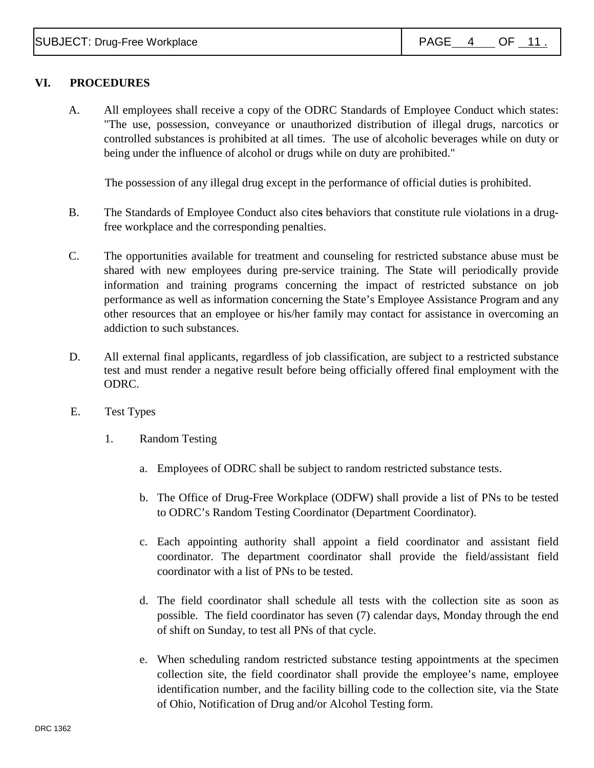## VI. PROCEDURES

A. All employees shall receive a copy of the ODRC Standards of Employee Conduct which states: "The use, possession, conveyance or unauthorized distribution of illegal drugs, narcotics or controlled substances is prohibited at all times. The use of alcoholic beverages while on duty or being under the influence of alcohol or drugs while on duty are prohibited."

   The possession of any illegal drug except in the performance of official duties is prohibited.

B. The Standards of Employee Conduct also cites behaviors that constitute rule violations in a drug-free workplace and the corresponding penalties.

C. The opportunities available for treatment and counseling for restricted substance abuse must be shared with new employees during pre-service training. The State will periodically provide information and training programs concerning the impact of restricted substance on job performance as well as information concerning the State's Employee Assistance Program and any other resources that an employee or his/her family may contact for assistance in overcoming an addiction to such substances.

D. All external final applicants, regardless of job classification, are subject to a restricted substance test and must render a negative result before being officially offered final employment with the ODRC.

E. Test Types

   1. Random Testing

      a. Employees of ODRC shall be subject to random restricted substance tests.

      b. The Office of Drug-Free Workplace (ODFW) shall provide a list of PNs to be tested to ODRC's Random Testing Coordinator (Department Coordinator).

      c. Each appointing authority shall appoint a field coordinator and assistant field coordinator. The department coordinator shall provide the field/assistant field coordinator with a list of PNs to be tested.

      d. The field coordinator shall schedule all tests with the collection site as soon as possible. The field coordinator has seven (7) calendar days, Monday through the end of shift on Sunday, to test all PNs of that cycle.

      e. When scheduling random restricted substance testing appointments at the specimen collection site, the field coordinator shall provide the employee's name, employee identification number, and the facility billing code to the collection site, via the State of Ohio, Notification of Drug and/or Alcohol Testing form.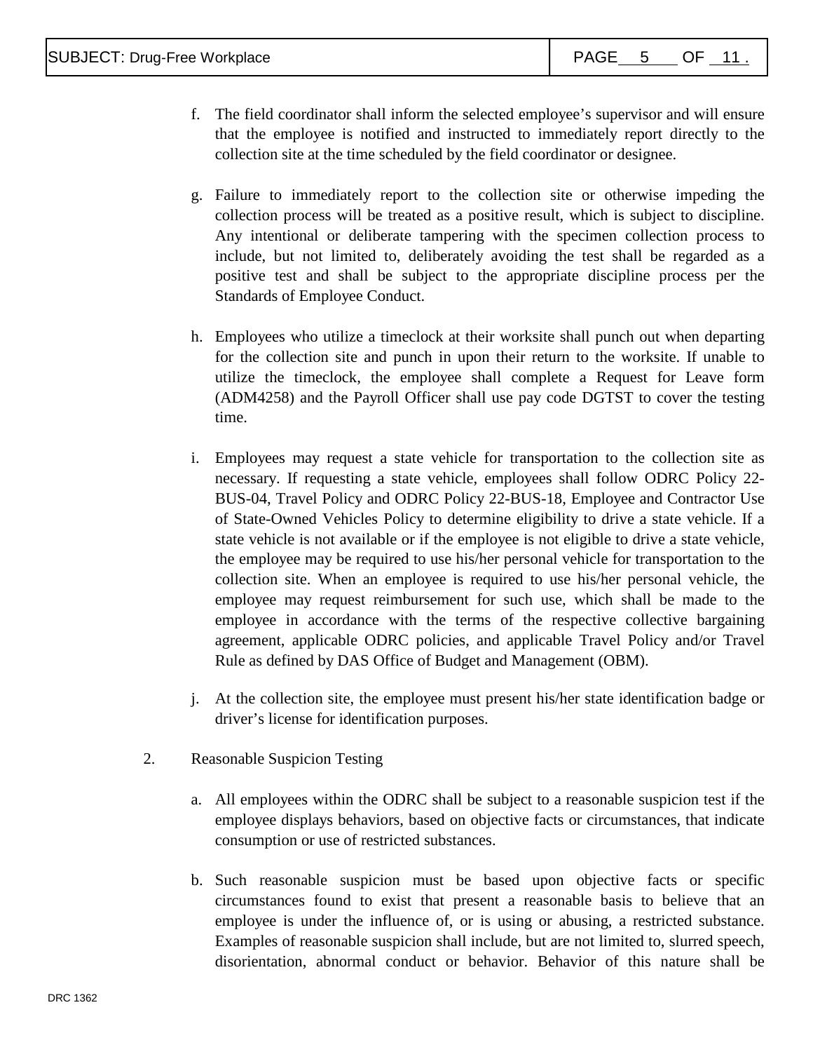f. The field coordinator shall inform the selected employee's supervisor and will ensure that the employee is notified and instructed to immediately report directly to the collection site at the time scheduled by the field coordinator or designee.

g. Failure to immediately report to the collection site or otherwise impeding the collection process will be treated as a positive result, which is subject to discipline. Any intentional or deliberate tampering with the specimen collection process to include, but not limited to, deliberately avoiding the test shall be regarded as a positive test and shall be subject to the appropriate discipline process per the Standards of Employee Conduct.

h. Employees who utilize a timeclock at their worksite shall punch out when departing for the collection site and punch in upon their return to the worksite. If unable to utilize the timeclock, the employee shall complete a Request for Leave form (ADM4258) and the Payroll Officer shall use pay code DGTST to cover the testing time.

i. Employees may request a state vehicle for transportation to the collection site as necessary. If requesting a state vehicle, employees shall follow ODRC Policy 22-BUS-04, Travel Policy and ODRC Policy 22-BUS-18, Employee and Contractor Use of State-Owned Vehicles Policy to determine eligibility to drive a state vehicle. If a state vehicle is not available or if the employee is not eligible to drive a state vehicle, the employee may be required to use his/her personal vehicle for transportation to the collection site. When an employee is required to use his/her personal vehicle, the employee may request reimbursement for such use, which shall be made to the employee in accordance with the terms of the respective collective bargaining agreement, applicable ODRC policies, and applicable Travel Policy and/or Travel Rule as defined by DAS Office of Budget and Management (OBM).

j. At the collection site, the employee must present his/her state identification badge or driver's license for identification purposes.

2. Reasonable Suspicion Testing

a. All employees within the ODRC shall be subject to a reasonable suspicion test if the employee displays behaviors, based on objective facts or circumstances, that indicate consumption or use of restricted substances.

b. Such reasonable suspicion must be based upon objective facts or specific circumstances found to exist that present a reasonable basis to believe that an employee is under the influence of, or is using or abusing, a restricted substance. Examples of reasonable suspicion shall include, but are not limited to, slurred speech, disorientation, abnormal conduct or behavior. Behavior of this nature shall be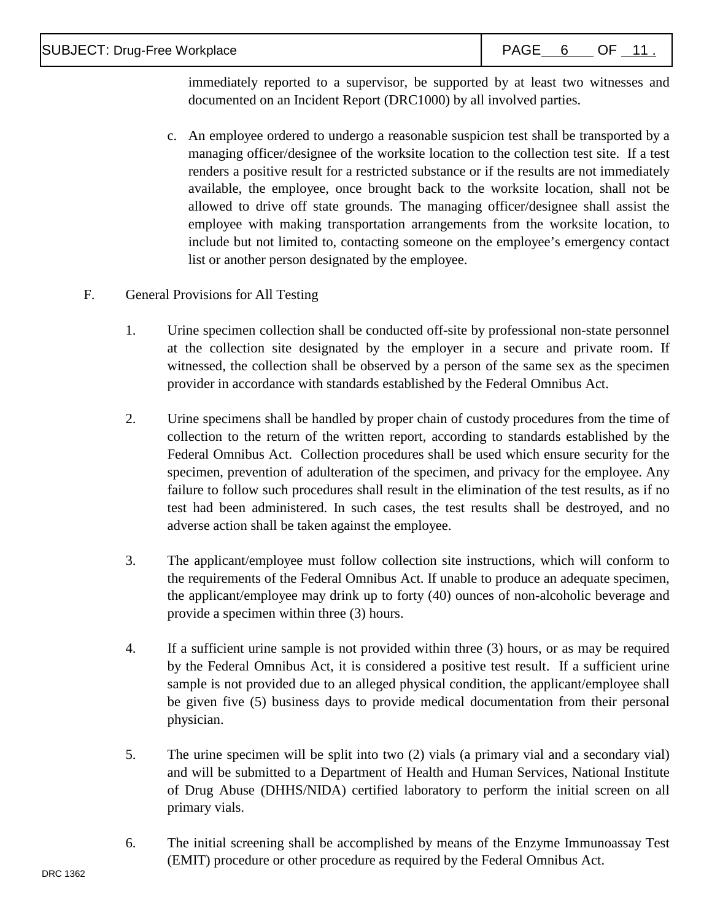immediately reported to a supervisor, be supported by at least two witnesses and documented on an Incident Report (DRC1000) by all involved parties.

c. An employee ordered to undergo a reasonable suspicion test shall be transported by a managing officer/designee of the worksite location to the collection test site. If a test renders a positive result for a restricted substance or if the results are not immediately available, the employee, once brought back to the worksite location, shall not be allowed to drive off state grounds. The managing officer/designee shall assist the employee with making transportation arrangements from the worksite location, to include but not limited to, contacting someone on the employee's emergency contact list or another person designated by the employee.

F. General Provisions for All Testing

1. Urine specimen collection shall be conducted off-site by professional non-state personnel at the collection site designated by the employer in a secure and private room. If witnessed, the collection shall be observed by a person of the same sex as the specimen provider in accordance with standards established by the Federal Omnibus Act.

2. Urine specimens shall be handled by proper chain of custody procedures from the time of collection to the return of the written report, according to standards established by the Federal Omnibus Act. Collection procedures shall be used which ensure security for the specimen, prevention of adulteration of the specimen, and privacy for the employee. Any failure to follow such procedures shall result in the elimination of the test results, as if no test had been administered. In such cases, the test results shall be destroyed, and no adverse action shall be taken against the employee.

3. The applicant/employee must follow collection site instructions, which will conform to the requirements of the Federal Omnibus Act. If unable to produce an adequate specimen, the applicant/employee may drink up to forty (40) ounces of non-alcoholic beverage and provide a specimen within three (3) hours.

4. If a sufficient urine sample is not provided within three (3) hours, or as may be required by the Federal Omnibus Act, it is considered a positive test result. If a sufficient urine sample is not provided due to an alleged physical condition, the applicant/employee shall be given five (5) business days to provide medical documentation from their personal physician.

5. The urine specimen will be split into two (2) vials (a primary vial and a secondary vial) and will be submitted to a Department of Health and Human Services, National Institute of Drug Abuse (DHHS/NIDA) certified laboratory to perform the initial screen on all primary vials.

6. The initial screening shall be accomplished by means of the Enzyme Immunoassay Test (EMIT) procedure or other procedure as required by the Federal Omnibus Act.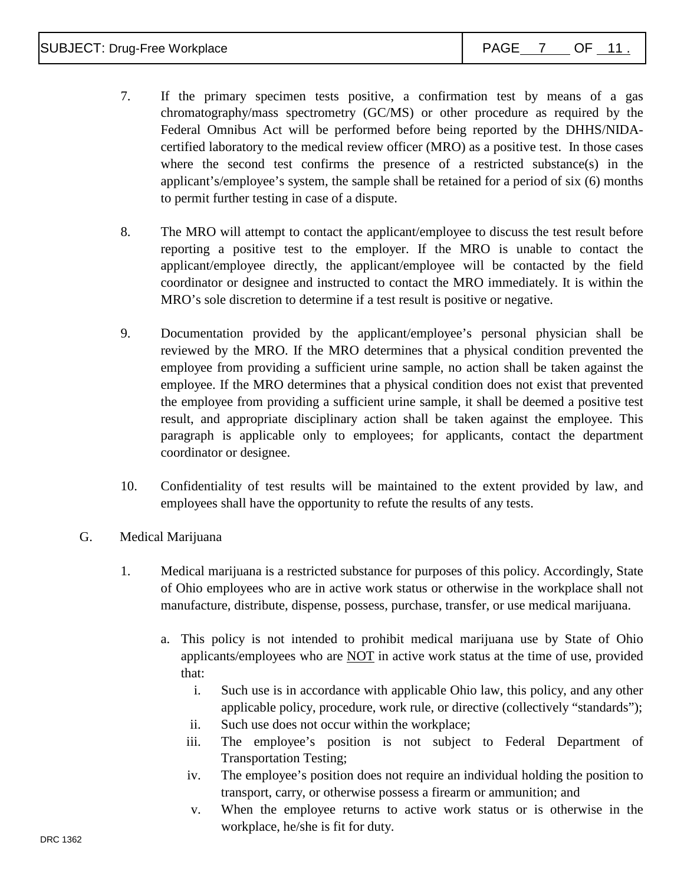7. If the primary specimen tests positive, a confirmation test by means of a gas chromatography/mass spectrometry (GC/MS) or other procedure as required by the Federal Omnibus Act will be performed before being reported by the DHHS/NIDA-certified laboratory to the medical review officer (MRO) as a positive test. In those cases where the second test confirms the presence of a restricted substance(s) in the applicant's/employee's system, the sample shall be retained for a period of six (6) months to permit further testing in case of a dispute.

8. The MRO will attempt to contact the applicant/employee to discuss the test result before reporting a positive test to the employer. If the MRO is unable to contact the applicant/employee directly, the applicant/employee will be contacted by the field coordinator or designee and instructed to contact the MRO immediately. It is within the MRO's sole discretion to determine if a test result is positive or negative.

9. Documentation provided by the applicant/employee's personal physician shall be reviewed by the MRO. If the MRO determines that a physical condition prevented the employee from providing a sufficient urine sample, no action shall be taken against the employee. If the MRO determines that a physical condition does not exist that prevented the employee from providing a sufficient urine sample, it shall be deemed a positive test result, and appropriate disciplinary action shall be taken against the employee. This paragraph is applicable only to employees; for applicants, contact the department coordinator or designee.

10. Confidentiality of test results will be maintained to the extent provided by law, and employees shall have the opportunity to refute the results of any tests.

G. Medical Marijuana

1. Medical marijuana is a restricted substance for purposes of this policy. Accordingly, State of Ohio employees who are in active work status or otherwise in the workplace shall not manufacture, distribute, dispense, possess, purchase, transfer, or use medical marijuana.

   a. This policy is not intended to prohibit medical marijuana use by State of Ohio applicants/employees who are <u>NOT</u> in active work status at the time of use, provided that:

      i. Such use is in accordance with applicable Ohio law, this policy, and any other applicable policy, procedure, work rule, or directive (collectively "standards");
      ii. Such use does not occur within the workplace;
      iii. The employee's position is not subject to Federal Department of Transportation Testing;
      iv. The employee's position does not require an individual holding the position to transport, carry, or otherwise possess a firearm or ammunition; and
      v. When the employee returns to active work status or is otherwise in the workplace, he/she is fit for duty.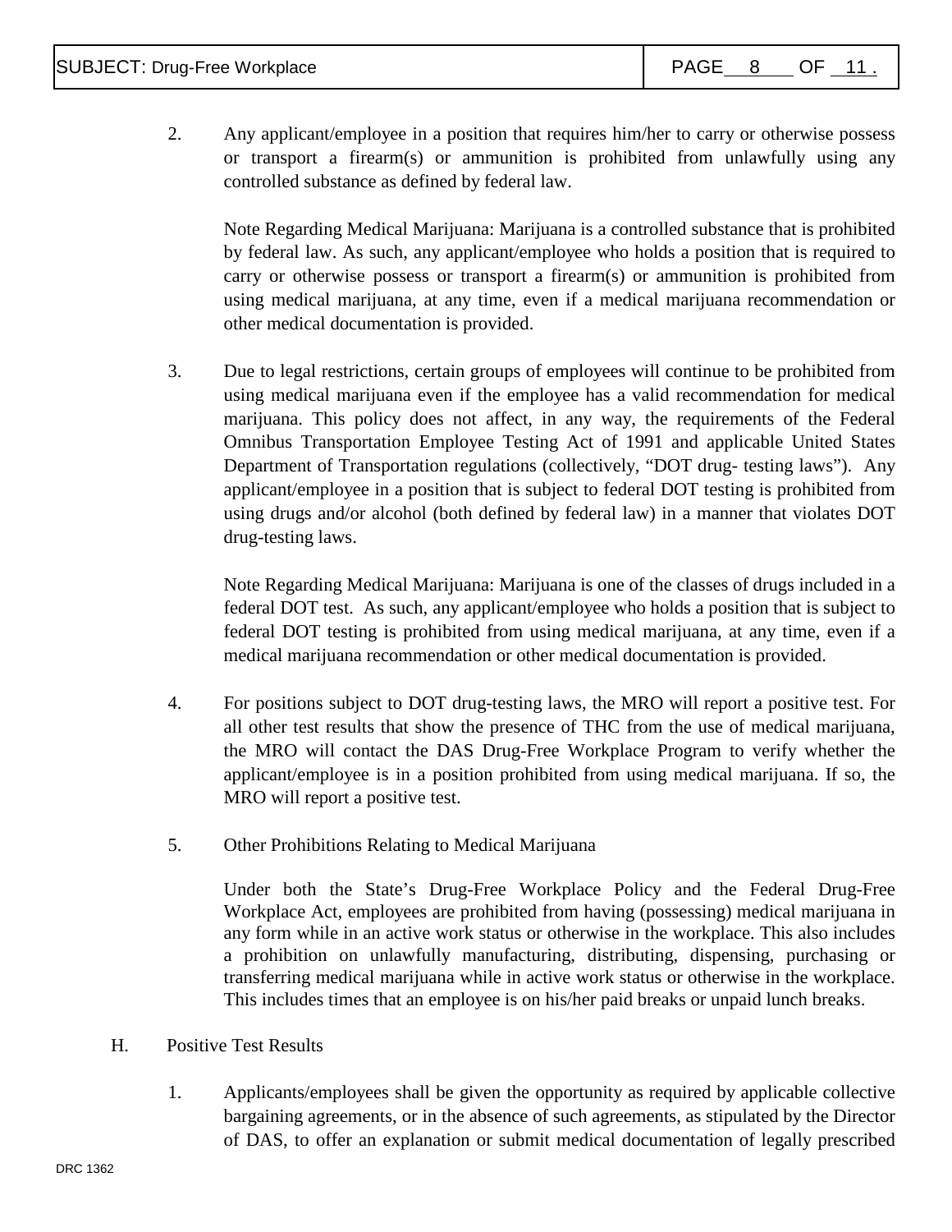2. Any applicant/employee in a position that requires him/her to carry or otherwise possess or transport a firearm(s) or ammunition is prohibited from unlawfully using any controlled substance as defined by federal law.

   Note Regarding Medical Marijuana: Marijuana is a controlled substance that is prohibited by federal law. As such, any applicant/employee who holds a position that is required to carry or otherwise possess or transport a firearm(s) or ammunition is prohibited from using medical marijuana, at any time, even if a medical marijuana recommendation or other medical documentation is provided.

3. Due to legal restrictions, certain groups of employees will continue to be prohibited from using medical marijuana even if the employee has a valid recommendation for medical marijuana. This policy does not affect, in any way, the requirements of the Federal Omnibus Transportation Employee Testing Act of 1991 and applicable United States Department of Transportation regulations (collectively, "DOT drug- testing laws"). Any applicant/employee in a position that is subject to federal DOT testing is prohibited from using drugs and/or alcohol (both defined by federal law) in a manner that violates DOT drug-testing laws.

   Note Regarding Medical Marijuana: Marijuana is one of the classes of drugs included in a federal DOT test. As such, any applicant/employee who holds a position that is subject to federal DOT testing is prohibited from using medical marijuana, at any time, even if a medical marijuana recommendation or other medical documentation is provided.

4. For positions subject to DOT drug-testing laws, the MRO will report a positive test. For all other test results that show the presence of THC from the use of medical marijuana, the MRO will contact the DAS Drug-Free Workplace Program to verify whether the applicant/employee is in a position prohibited from using medical marijuana. If so, the MRO will report a positive test.

5. Other Prohibitions Relating to Medical Marijuana

   Under both the State's Drug-Free Workplace Policy and the Federal Drug-Free Workplace Act, employees are prohibited from having (possessing) medical marijuana in any form while in an active work status or otherwise in the workplace. This also includes a prohibition on unlawfully manufacturing, distributing, dispensing, purchasing or transferring medical marijuana while in active work status or otherwise in the workplace. This includes times that an employee is on his/her paid breaks or unpaid lunch breaks.

H. Positive Test Results

1. Applicants/employees shall be given the opportunity as required by applicable collective bargaining agreements, or in the absence of such agreements, as stipulated by the Director of DAS, to offer an explanation or submit medical documentation of legally prescribed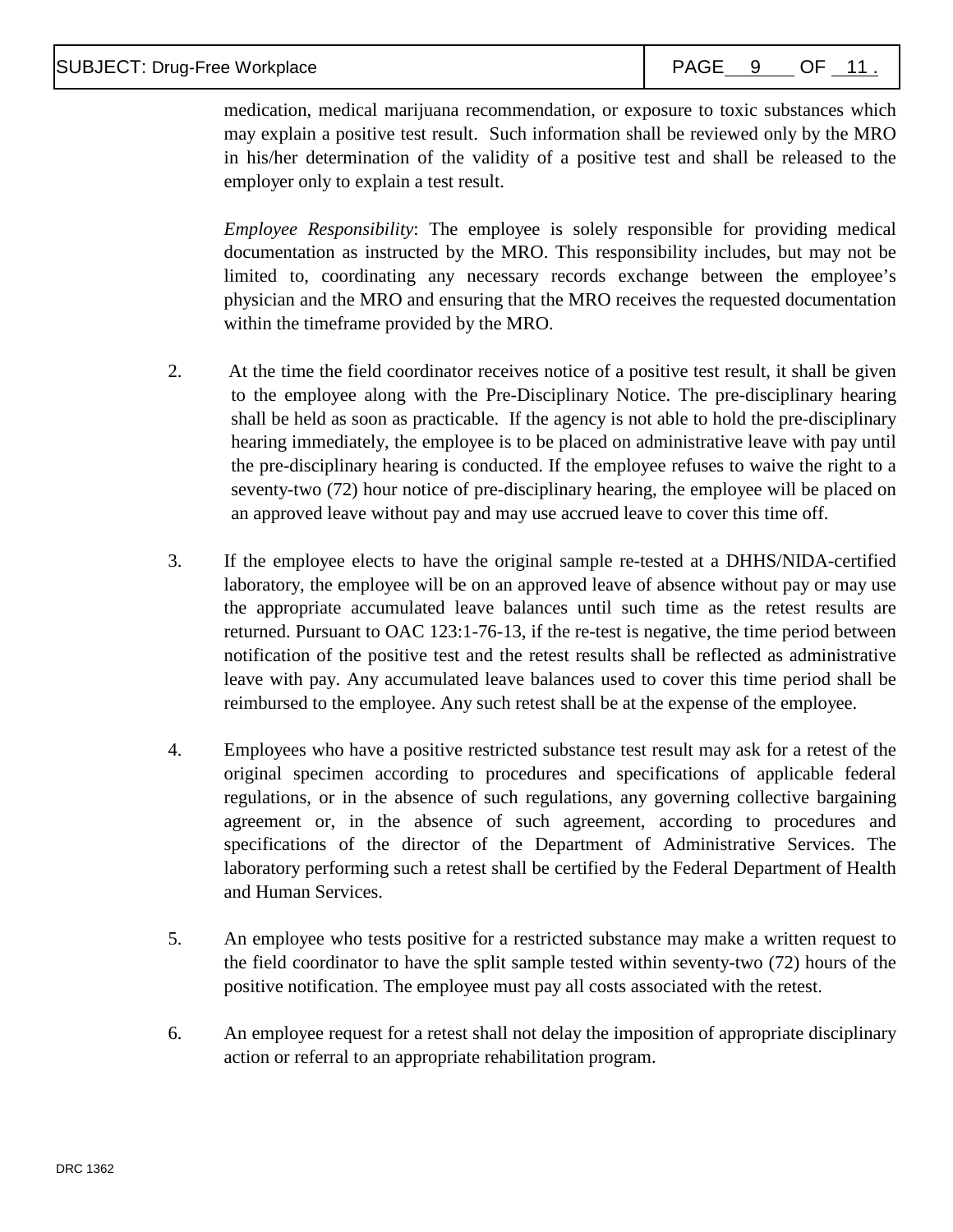medication, medical marijuana recommendation, or exposure to toxic substances which may explain a positive test result. Such information shall be reviewed only by the MRO in his/her determination of the validity of a positive test and shall be released to the employer only to explain a test result.

*Employee Responsibility*: The employee is solely responsible for providing medical documentation as instructed by the MRO. This responsibility includes, but may not be limited to, coordinating any necessary records exchange between the employee's physician and the MRO and ensuring that the MRO receives the requested documentation within the timeframe provided by the MRO.

2. At the time the field coordinator receives notice of a positive test result, it shall be given to the employee along with the Pre-Disciplinary Notice. The pre-disciplinary hearing shall be held as soon as practicable. If the agency is not able to hold the pre-disciplinary hearing immediately, the employee is to be placed on administrative leave with pay until the pre-disciplinary hearing is conducted. If the employee refuses to waive the right to a seventy-two (72) hour notice of pre-disciplinary hearing, the employee will be placed on an approved leave without pay and may use accrued leave to cover this time off.

3. If the employee elects to have the original sample re-tested at a DHHS/NIDA-certified laboratory, the employee will be on an approved leave of absence without pay or may use the appropriate accumulated leave balances until such time as the retest results are returned. Pursuant to OAC 123:1-76-13, if the re-test is negative, the time period between notification of the positive test and the retest results shall be reflected as administrative leave with pay. Any accumulated leave balances used to cover this time period shall be reimbursed to the employee. Any such retest shall be at the expense of the employee.

4. Employees who have a positive restricted substance test result may ask for a retest of the original specimen according to procedures and specifications of applicable federal regulations, or in the absence of such regulations, any governing collective bargaining agreement or, in the absence of such agreement, according to procedures and specifications of the director of the Department of Administrative Services. The laboratory performing such a retest shall be certified by the Federal Department of Health and Human Services.

5. An employee who tests positive for a restricted substance may make a written request to the field coordinator to have the split sample tested within seventy-two (72) hours of the positive notification. The employee must pay all costs associated with the retest.

6. An employee request for a retest shall not delay the imposition of appropriate disciplinary action or referral to an appropriate rehabilitation program.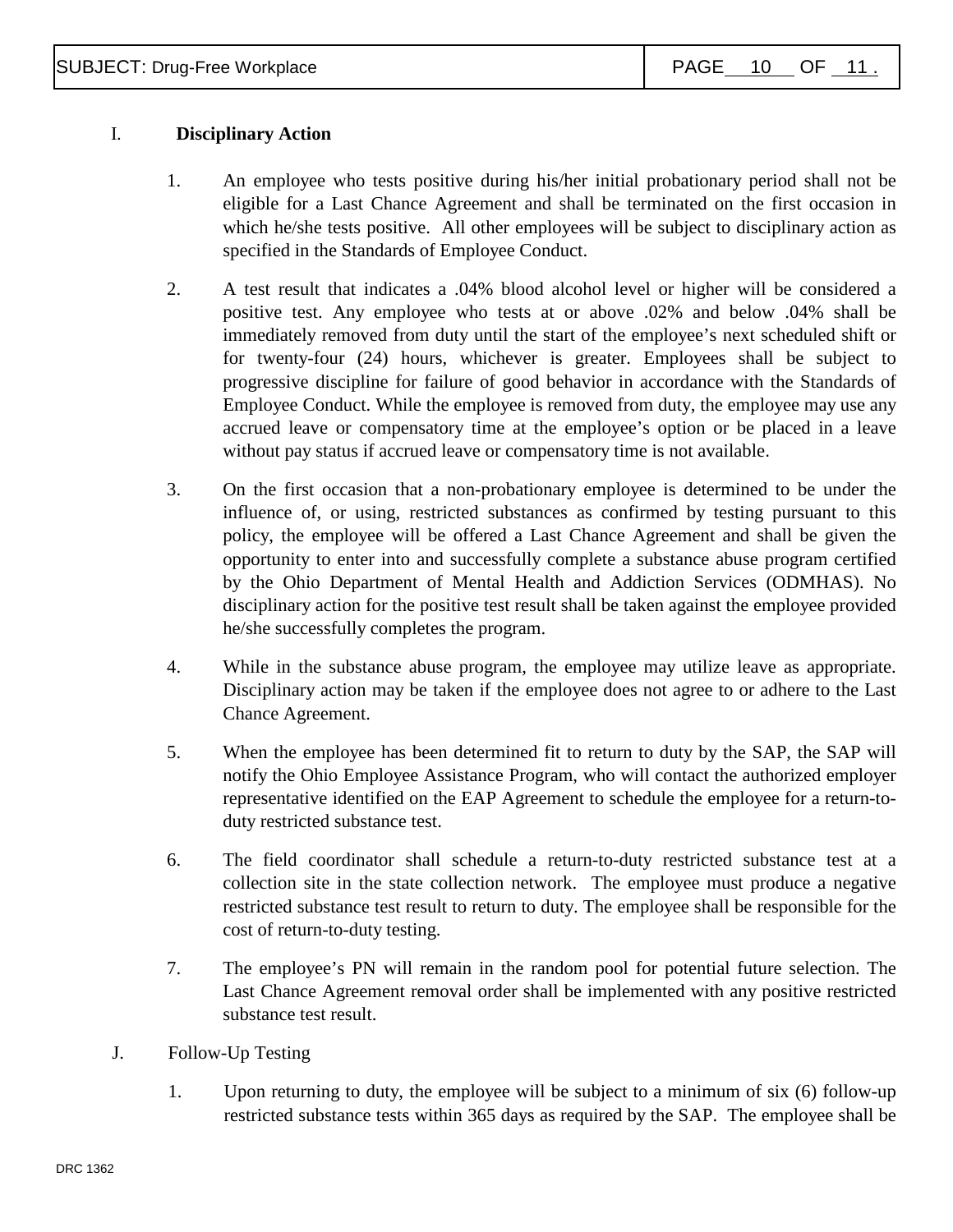## I. Disciplinary Action

1. An employee who tests positive during his/her initial probationary period shall not be eligible for a Last Chance Agreement and shall be terminated on the first occasion in which he/she tests positive. All other employees will be subject to disciplinary action as specified in the Standards of Employee Conduct.

2. A test result that indicates a .04% blood alcohol level or higher will be considered a positive test. Any employee who tests at or above .02% and below .04% shall be immediately removed from duty until the start of the employee's next scheduled shift or for twenty-four (24) hours, whichever is greater. Employees shall be subject to progressive discipline for failure of good behavior in accordance with the Standards of Employee Conduct. While the employee is removed from duty, the employee may use any accrued leave or compensatory time at the employee's option or be placed in a leave without pay status if accrued leave or compensatory time is not available.

3. On the first occasion that a non-probationary employee is determined to be under the influence of, or using, restricted substances as confirmed by testing pursuant to this policy, the employee will be offered a Last Chance Agreement and shall be given the opportunity to enter into and successfully complete a substance abuse program certified by the Ohio Department of Mental Health and Addiction Services (ODMHAS). No disciplinary action for the positive test result shall be taken against the employee provided he/she successfully completes the program.

4. While in the substance abuse program, the employee may utilize leave as appropriate. Disciplinary action may be taken if the employee does not agree to or adhere to the Last Chance Agreement.

5. When the employee has been determined fit to return to duty by the SAP, the SAP will notify the Ohio Employee Assistance Program, who will contact the authorized employer representative identified on the EAP Agreement to schedule the employee for a return-to-duty restricted substance test.

6. The field coordinator shall schedule a return-to-duty restricted substance test at a collection site in the state collection network. The employee must produce a negative restricted substance test result to return to duty. The employee shall be responsible for the cost of return-to-duty testing.

7. The employee's PN will remain in the random pool for potential future selection. The Last Chance Agreement removal order shall be implemented with any positive restricted substance test result.

## J. Follow-Up Testing

1. Upon returning to duty, the employee will be subject to a minimum of six (6) follow-up restricted substance tests within 365 days as required by the SAP. The employee shall be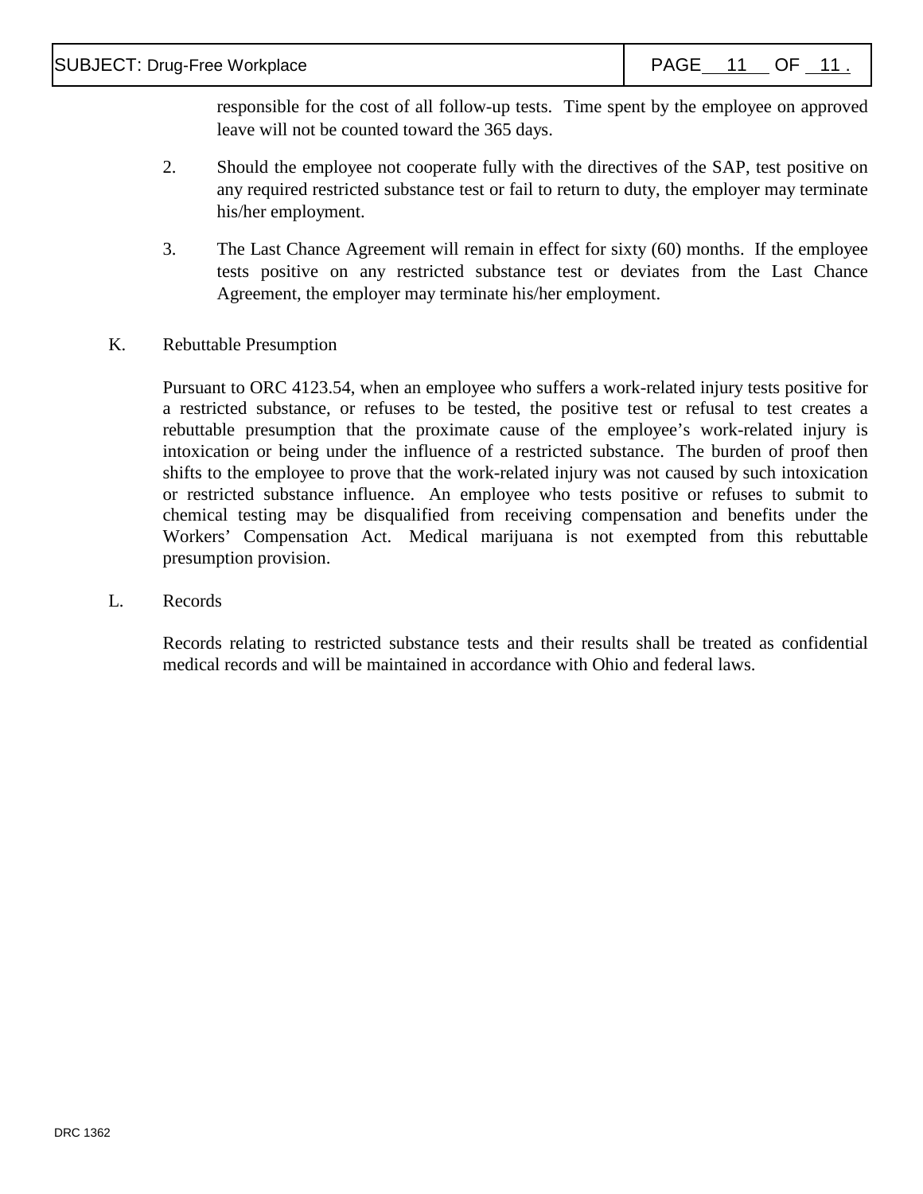responsible for the cost of all follow-up tests. Time spent by the employee on approved leave will not be counted toward the 365 days.

2. Should the employee not cooperate fully with the directives of the SAP, test positive on any required restricted substance test or fail to return to duty, the employer may terminate his/her employment.

3. The Last Chance Agreement will remain in effect for sixty (60) months. If the employee tests positive on any restricted substance test or deviates from the Last Chance Agreement, the employer may terminate his/her employment.

K. Rebuttable Presumption

Pursuant to ORC 4123.54, when an employee who suffers a work-related injury tests positive for a restricted substance, or refuses to be tested, the positive test or refusal to test creates a rebuttable presumption that the proximate cause of the employee's work-related injury is intoxication or being under the influence of a restricted substance. The burden of proof then shifts to the employee to prove that the work-related injury was not caused by such intoxication or restricted substance influence. An employee who tests positive or refuses to submit to chemical testing may be disqualified from receiving compensation and benefits under the Workers' Compensation Act. Medical marijuana is not exempted from this rebuttable presumption provision.

L. Records

Records relating to restricted substance tests and their results shall be treated as confidential medical records and will be maintained in accordance with Ohio and federal laws.